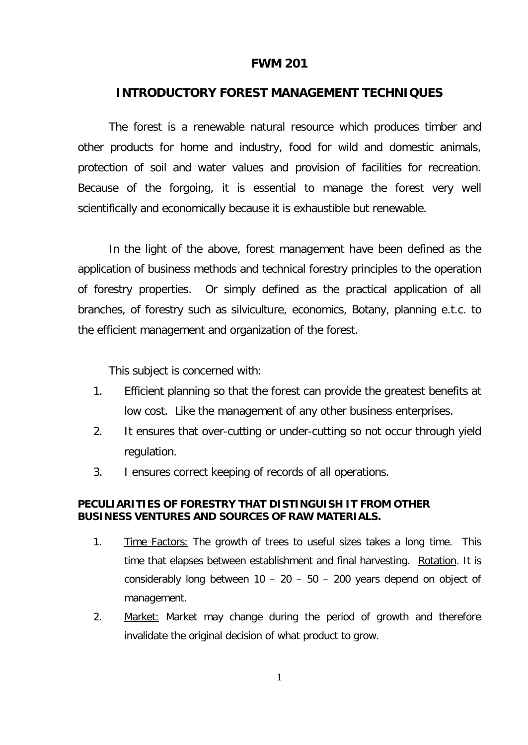# FWM 201

## INTRODUCTORY FOREST MANAGEMENT TECHNIQUES

The forest is a renewable natural resource which produces timber and other products for home and industry, food for wild and domestic animals, protection of soil and water values and provision of facilities for recreation. Because of the forgoing, it is essential to manage the forest very well scientifically and economically because it is exhaustible but renewable.

In the light of the above, forest management have been defined as the application of business methods and technical forestry principles to the operation of forestry properties. Or simply defined as the practical application of all branches, of forestry such as silviculture, economics, Botany, planning e.t.c. to the efficient management and organization of the forest.

This subject is concerned with:

1. Efficient planning so that the forest can provide the greatest benefits at low cost. Like the management of any other business enterprises.
2. It ensures that over-cutting or under-cutting so not occur through yield regulation.
3. I ensures correct keeping of records of all operations.

### PECULIARITIES OF FORESTRY THAT DISTINGUISH IT FROM OTHER BUSINESS VENTURES AND SOURCES OF RAW MATERIALS.

1. Time Factors: The growth of trees to useful sizes takes a long time. This time that elapses between establishment and final harvesting. Rotation. It is considerably long between 10 – 20 – 50 – 200 years depend on object of management.
2. Market: Market may change during the period of growth and therefore invalidate the original decision of what product to grow.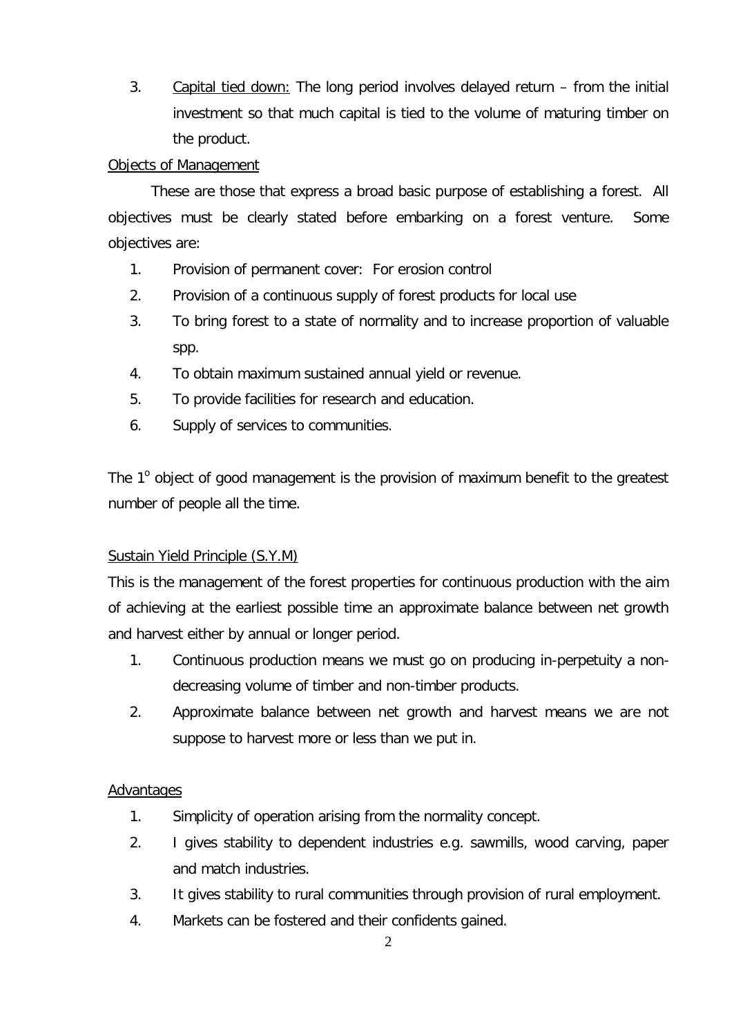3. Capital tied down: The long period involves delayed return – from the initial investment so that much capital is tied to the volume of maturing timber on the product.

Objects of Management

These are those that express a broad basic purpose of establishing a forest. All objectives must be clearly stated before embarking on a forest venture. Some objectives are:

1. Provision of permanent cover: For erosion control
2. Provision of a continuous supply of forest products for local use
3. To bring forest to a state of normality and to increase proportion of valuable spp.
4. To obtain maximum sustained annual yield or revenue.
5. To provide facilities for research and education.
6. Supply of services to communities.

The 1$^{o}$ object of good management is the provision of maximum benefit to the greatest number of people all the time.

Sustain Yield Principle (S.Y.M)

This is the management of the forest properties for continuous production with the aim of achieving at the earliest possible time an approximate balance between net growth and harvest either by annual or longer period.

1. Continuous production means we must go on producing in-perpetuity a non-decreasing volume of timber and non-timber products.
2. Approximate balance between net growth and harvest means we are not suppose to harvest more or less than we put in.

Advantages

1. Simplicity of operation arising from the normality concept.
2. I gives stability to dependent industries e.g. sawmills, wood carving, paper and match industries.
3. It gives stability to rural communities through provision of rural employment.
4. Markets can be fostered and their confidents gained.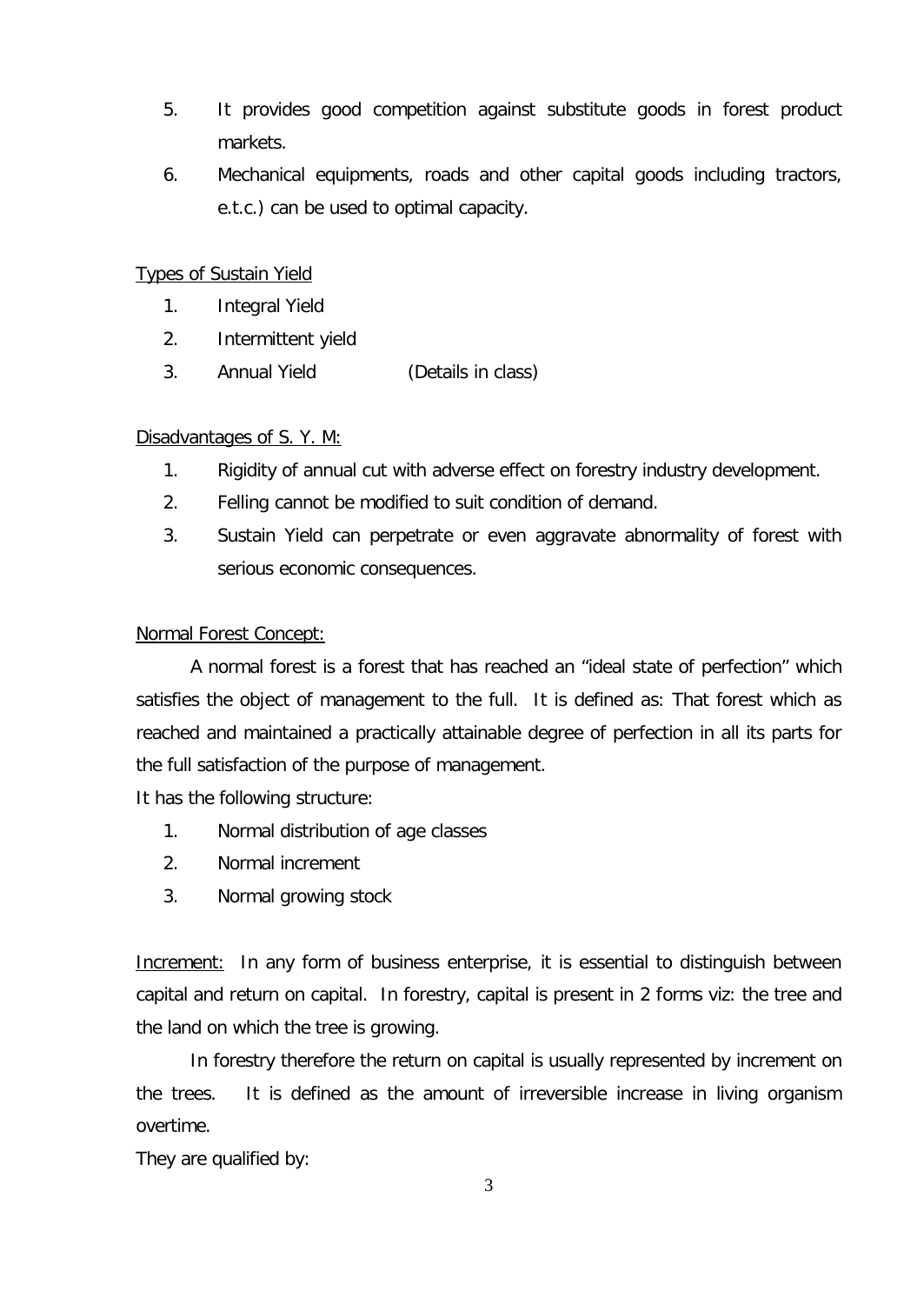5. It provides good competition against substitute goods in forest product markets.
6. Mechanical equipments, roads and other capital goods including tractors, e.t.c.) can be used to optimal capacity.

<u>Types of Sustain Yield</u>

1. Integral Yield
2. Intermittent yield
3. Annual Yield (Details in class)

<u>Disadvantages of S. Y. M:</u>

1. Rigidity of annual cut with adverse effect on forestry industry development.
2. Felling cannot be modified to suit condition of demand.
3. Sustain Yield can perpetrate or even aggravate abnormality of forest with serious economic consequences.

<u>Normal Forest Concept:</u>

A normal forest is a forest that has reached an "ideal state of perfection" which satisfies the object of management to the full. It is defined as: That forest which as reached and maintained a practically attainable degree of perfection in all its parts for the full satisfaction of the purpose of management.

It has the following structure:

1. Normal distribution of age classes
2. Normal increment
3. Normal growing stock

<u>Increment:</u> In any form of business enterprise, it is essential to distinguish between capital and return on capital. In forestry, capital is present in 2 forms viz: the tree and the land on which the tree is growing.

In forestry therefore the return on capital is usually represented by increment on the trees. It is defined as the amount of irreversible increase in living organism overtime.

They are qualified by: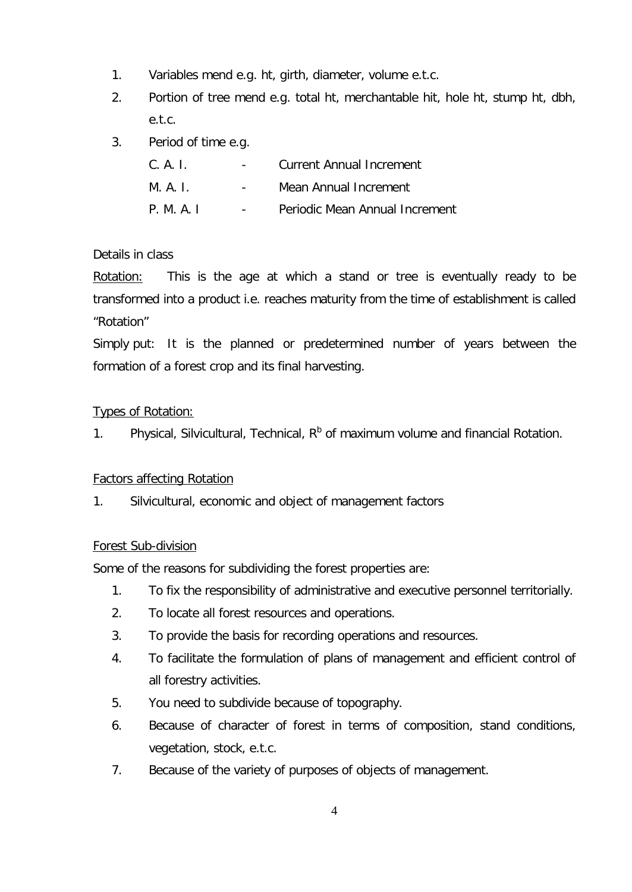1. Variables mend e.g. ht, girth, diameter, volume e.t.c.
2. Portion of tree mend e.g. total ht, merchantable hit, hole ht, stump ht, dbh, e.t.c.
3. Period of time e.g.

    C. A. I. - Current Annual Increment

    M. A. I. - Mean Annual Increment

    P. M. A. I - Periodic Mean Annual Increment

Details in class

<u>Rotation:</u> This is the age at which a stand or tree is eventually ready to be transformed into a product i.e. reaches maturity from the time of establishment is called "Rotation"

Simply put: It is the planned or predetermined number of years between the formation of a forest crop and its final harvesting.

<u>Types of Rotation:</u>

1. Physical, Silvicultural, Technical, $R^b$ of maximum volume and financial Rotation.

<u>Factors affecting Rotation</u>

1. Silvicultural, economic and object of management factors

<u>Forest Sub-division</u>

Some of the reasons for subdividing the forest properties are:

1. To fix the responsibility of administrative and executive personnel territorially.
2. To locate all forest resources and operations.
3. To provide the basis for recording operations and resources.
4. To facilitate the formulation of plans of management and efficient control of all forestry activities.
5. You need to subdivide because of topography.
6. Because of character of forest in terms of composition, stand conditions, vegetation, stock, e.t.c.
7. Because of the variety of purposes of objects of management.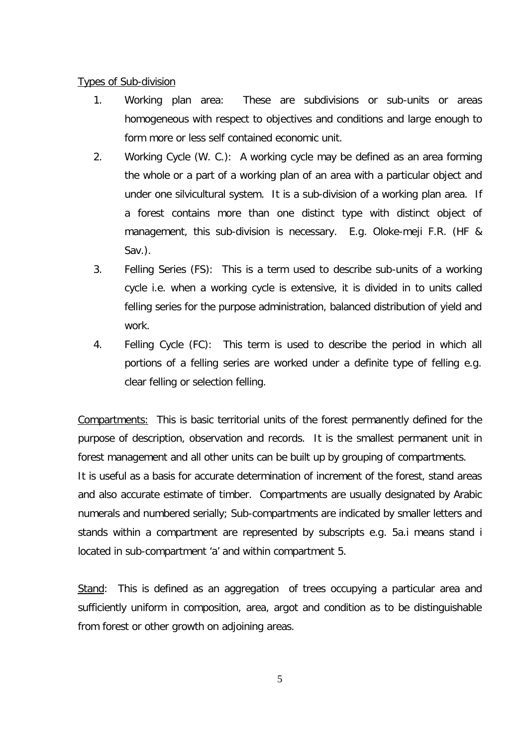Types of Sub-division

1. Working plan area: These are subdivisions or sub-units or areas homogeneous with respect to objectives and conditions and large enough to form more or less self contained economic unit.
2. Working Cycle (W. C.): A working cycle may be defined as an area forming the whole or a part of a working plan of an area with a particular object and under one silvicultural system. It is a sub-division of a working plan area. If a forest contains more than one distinct type with distinct object of management, this sub-division is necessary. E.g. Oloke-meji F.R. (HF & Sav.).
3. Felling Series (FS): This is a term used to describe sub-units of a working cycle i.e. when a working cycle is extensive, it is divided in to units called felling series for the purpose administration, balanced distribution of yield and work.
4. Felling Cycle (FC): This term is used to describe the period in which all portions of a felling series are worked under a definite type of felling e.g. clear felling or selection felling.

Compartments: This is basic territorial units of the forest permanently defined for the purpose of description, observation and records. It is the smallest permanent unit in forest management and all other units can be built up by grouping of compartments.
It is useful as a basis for accurate determination of increment of the forest, stand areas and also accurate estimate of timber. Compartments are usually designated by Arabic numerals and numbered serially; Sub-compartments are indicated by smaller letters and stands within a compartment are represented by subscripts e.g. 5a.i means stand i located in sub-compartment 'a' and within compartment 5.

Stand: This is defined as an aggregation of trees occupying a particular area and sufficiently uniform in composition, area, argot and condition as to be distinguishable from forest or other growth on adjoining areas.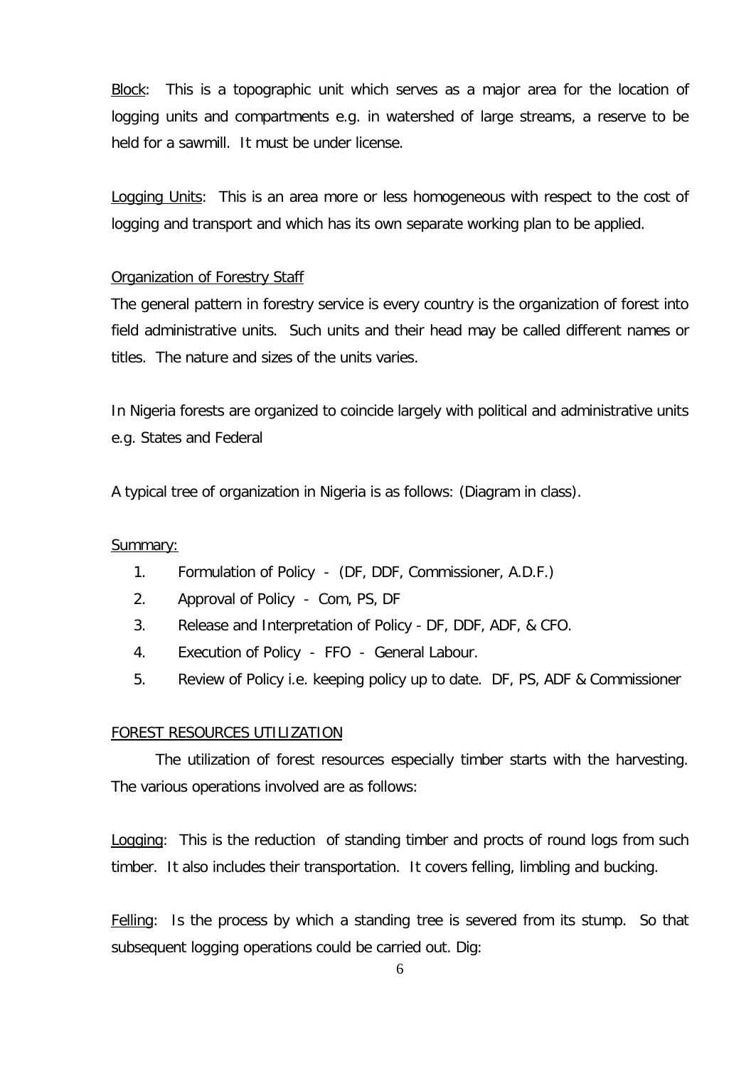Block: This is a topographic unit which serves as a major area for the location of logging units and compartments e.g. in watershed of large streams, a reserve to be held for a sawmill. It must be under license.

Logging Units: This is an area more or less homogeneous with respect to the cost of logging and transport and which has its own separate working plan to be applied.

Organization of Forestry Staff

The general pattern in forestry service is every country is the organization of forest into field administrative units. Such units and their head may be called different names or titles. The nature and sizes of the units varies.

In Nigeria forests are organized to coincide largely with political and administrative units e.g. States and Federal

A typical tree of organization in Nigeria is as follows: (Diagram in class).

Summary:

1. Formulation of Policy - (DF, DDF, Commissioner, A.D.F.)
2. Approval of Policy - Com, PS, DF
3. Release and Interpretation of Policy - DF, DDF, ADF, & CFO.
4. Execution of Policy - FFO - General Labour.
5. Review of Policy i.e. keeping policy up to date. DF, PS, ADF & Commissioner

FOREST RESOURCES UTILIZATION

The utilization of forest resources especially timber starts with the harvesting. The various operations involved are as follows:

Logging: This is the reduction of standing timber and procts of round logs from such timber. It also includes their transportation. It covers felling, limbling and bucking.

Felling: Is the process by which a standing tree is severed from its stump. So that subsequent logging operations could be carried out. Dig: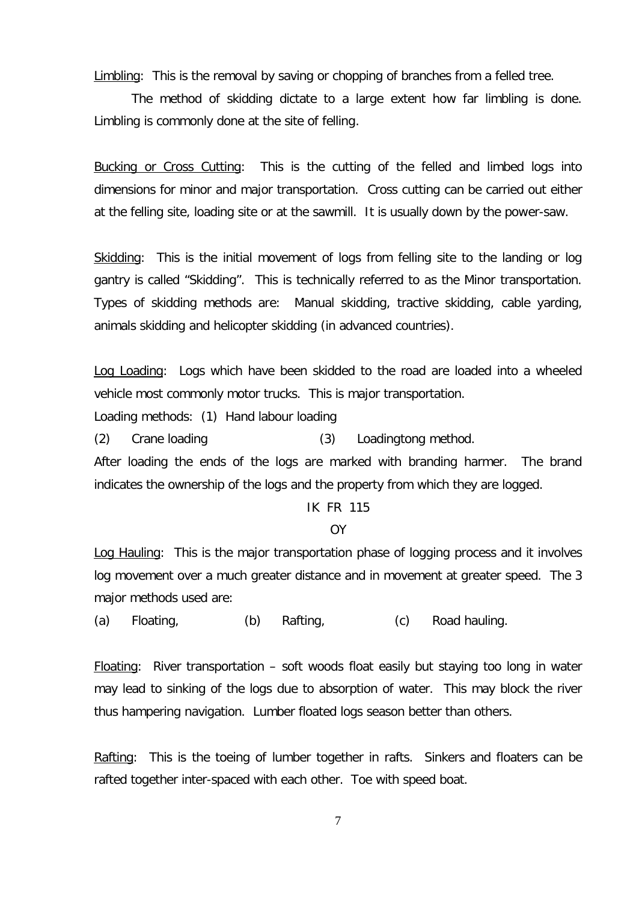<u>Limbling</u>: This is the removal by saving or chopping of branches from a felled tree.

The method of skidding dictate to a large extent how far limbling is done. Limbling is commonly done at the site of felling.

<u>Bucking or Cross Cutting</u>: This is the cutting of the felled and limbed logs into dimensions for minor and major transportation. Cross cutting can be carried out either at the felling site, loading site or at the sawmill. It is usually down by the power-saw.

<u>Skidding</u>: This is the initial movement of logs from felling site to the landing or log gantry is called "Skidding". This is technically referred to as the Minor transportation. Types of skidding methods are: Manual skidding, tractive skidding, cable yarding, animals skidding and helicopter skidding (in advanced countries).

<u>Log Loading</u>: Logs which have been skidded to the road are loaded into a wheeled vehicle most commonly motor trucks. This is major transportation.

Loading methods: (1) Hand labour loading

(2) Crane loading (3) Loadingtong method.

After loading the ends of the logs are marked with branding harmer. The brand indicates the ownership of the logs and the property from which they are logged.

IK FR 115

OY

<u>Log Hauling</u>: This is the major transportation phase of logging process and it involves log movement over a much greater distance and in movement at greater speed. The 3 major methods used are:

(a) Floating, (b) Rafting, (c) Road hauling.

<u>Floating</u>: River transportation – soft woods float easily but staying too long in water may lead to sinking of the logs due to absorption of water. This may block the river thus hampering navigation. Lumber floated logs season better than others.

<u>Rafting</u>: This is the toeing of lumber together in rafts. Sinkers and floaters can be rafted together inter-spaced with each other. Toe with speed boat.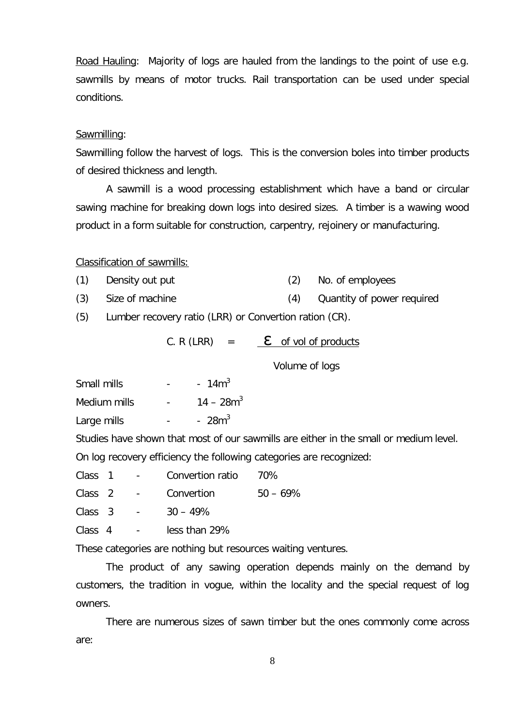Road Hauling:  Majority of logs are hauled from the landings to the point of use e.g. sawmills by means of motor trucks. Rail transportation can be used under special conditions.

Sawmilling:

Sawmilling follow the harvest of logs.  This is the conversion boles into timber products of desired thickness and length.

A sawmill is a wood processing establishment which have a band or circular sawing machine for breaking down logs into desired sizes.  A timber is a wawing wood product in a form suitable for construction, carpentry, rejoinery or manufacturing.

Classification of sawmills:

(1) Density out put  (2) No. of employees

(3) Size of machine  (4) Quantity of power required

(5) Lumber recovery ratio (LRR) or Convertion ration (CR).

$$\text{C. R (LRR)} = \frac{\varepsilon \text{ of vol of products}}{\text{Volume of logs}}$$

Small mills - - 14m$^3$

Medium mills - 14 – 28m$^3$

Large mills - - 28m$^3$

Studies have shown that most of our sawmills are either in the small or medium level.

On log recovery efficiency the following categories are recognized:

Class 1 - Convertion ratio 70%

Class 2 - Convertion 50 – 69%

Class 3 - 30 – 49%

Class 4 - less than 29%

These categories are nothing but resources waiting ventures.

The product of any sawing operation depends mainly on the demand by customers, the tradition in vogue, within the locality and the special request of log owners.

There are numerous sizes of sawn timber but the ones commonly come across are: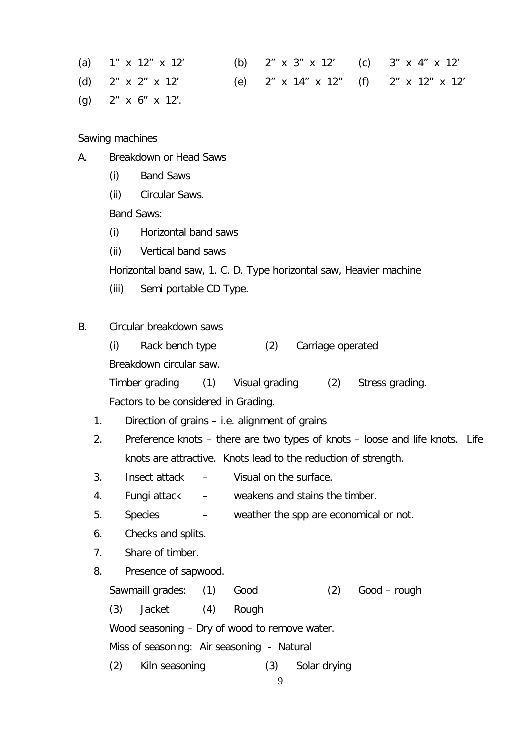(a) 1" x 12" x 12'    (b) 2" x 3" x 12'    (c) 3" x 4" x 12'

(d) 2" x 2" x 12'    (e) 2" x 14" x 12"    (f) 2" x 12" x 12'

(g) 2" x 6" x 12'.

<u>Sawing machines</u>

A. Breakdown or Head Saws

 (i) Band Saws

 (ii) Circular Saws.

 Band Saws:

 (i) Horizontal band saws

 (ii) Vertical band saws

 Horizontal band saw, 1. C. D. Type horizontal saw, Heavier machine

 (iii) Semi portable CD Type.

B. Circular breakdown saws

 (i) Rack bench type    (2) Carriage operated

 Breakdown circular saw.

 Timber grading  (1) Visual grading  (2) Stress grading.

 Factors to be considered in Grading.

1. Direction of grains – i.e. alignment of grains
2. Preference knots – there are two types of knots – loose and life knots. Life knots are attractive. Knots lead to the reduction of strength.
3. Insect attack – Visual on the surface.
4. Fungi attack – weakens and stains the timber.
5. Species – weather the spp are economical or not.
6. Checks and splits.
7. Share of timber.
8. Presence of sapwood.

 Sawmaill grades: (1) Good    (2) Good – rough

 (3) Jacket  (4) Rough

 Wood seasoning – Dry of wood to remove water.

 Miss of seasoning: Air seasoning - Natural

 (2) Kiln seasoning    (3) Solar drying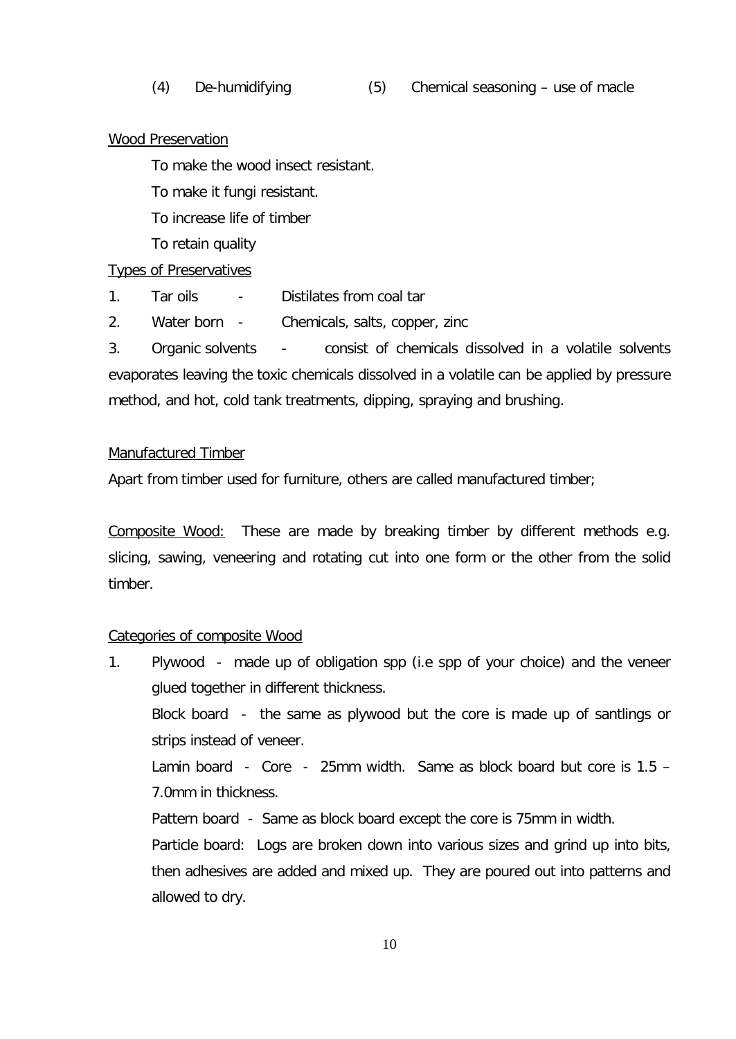(4) De-humidifying (5) Chemical seasoning – use of macle

<u>Wood Preservation</u>

To make the wood insect resistant.

To make it fungi resistant.

To increase life of timber

To retain quality

<u>Types of Preservatives</u>

1. Tar oils - Distilates from coal tar
2. Water born - Chemicals, salts, copper, zinc
3. Organic solvents - consist of chemicals dissolved in a volatile solvents evaporates leaving the toxic chemicals dissolved in a volatile can be applied by pressure method, and hot, cold tank treatments, dipping, spraying and brushing.

<u>Manufactured Timber</u>

Apart from timber used for furniture, others are called manufactured timber;

<u>Composite Wood:</u> These are made by breaking timber by different methods e.g. slicing, sawing, veneering and rotating cut into one form or the other from the solid timber.

<u>Categories of composite Wood</u>

1. Plywood - made up of obligation spp (i.e spp of your choice) and the veneer glued together in different thickness.

   Block board - the same as plywood but the core is made up of santlings or strips instead of veneer.

   Lamin board - Core - 25mm width. Same as block board but core is 1.5 – 7.0mm in thickness.

   Pattern board - Same as block board except the core is 75mm in width.

   Particle board: Logs are broken down into various sizes and grind up into bits, then adhesives are added and mixed up. They are poured out into patterns and allowed to dry.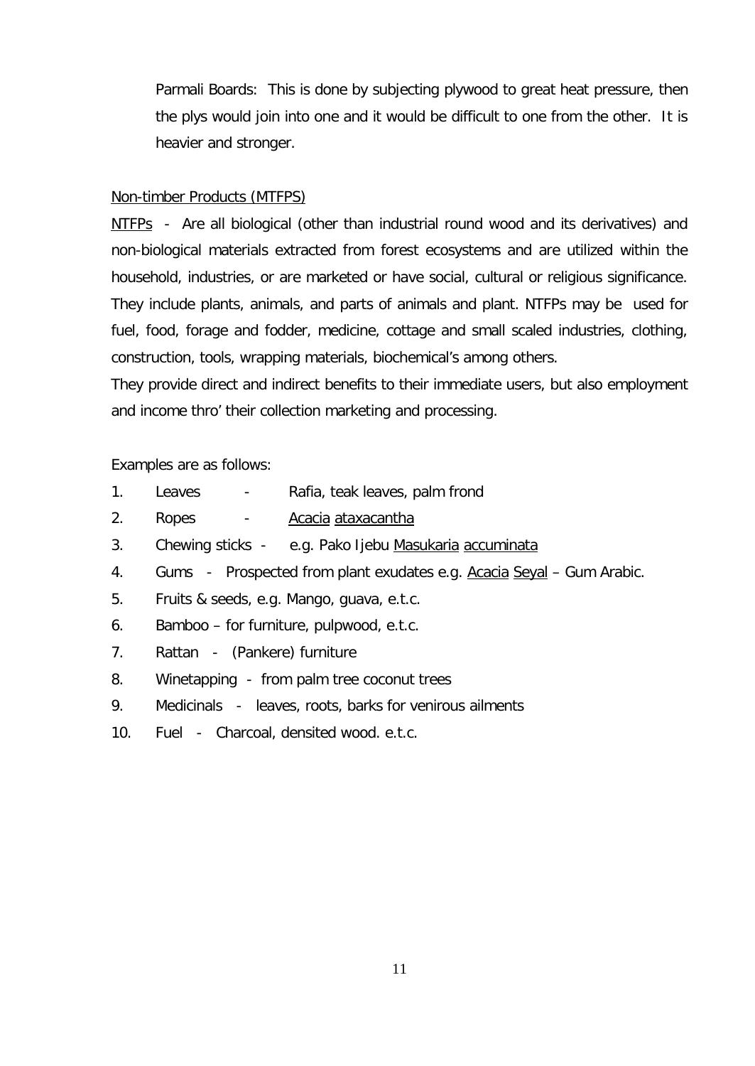Parmali Boards: This is done by subjecting plywood to great heat pressure, then the plys would join into one and it would be difficult to one from the other. It is heavier and stronger.

<u>Non-timber Products (MTFPS)</u>

<u>NTFPs</u> - Are all biological (other than industrial round wood and its derivatives) and non-biological materials extracted from forest ecosystems and are utilized within the household, industries, or are marketed or have social, cultural or religious significance. They include plants, animals, and parts of animals and plant. NTFPs may be used for fuel, food, forage and fodder, medicine, cottage and small scaled industries, clothing, construction, tools, wrapping materials, biochemical's among others.

They provide direct and indirect benefits to their immediate users, but also employment and income thro' their collection marketing and processing.

Examples are as follows:

1. Leaves - Rafia, teak leaves, palm frond
2. Ropes - <u>Acacia</u> <u>ataxacantha</u>
3. Chewing sticks - e.g. Pako Ijebu <u>Masukaria</u> <u>accuminata</u>
4. Gums - Prospected from plant exudates e.g. <u>Acacia</u> <u>Seyal</u> – Gum Arabic.
5. Fruits & seeds, e.g. Mango, guava, e.t.c.
6. Bamboo – for furniture, pulpwood, e.t.c.
7. Rattan - (Pankere) furniture
8. Winetapping - from palm tree coconut trees
9. Medicinals - leaves, roots, barks for venirous ailments
10. Fuel - Charcoal, densited wood. e.t.c.